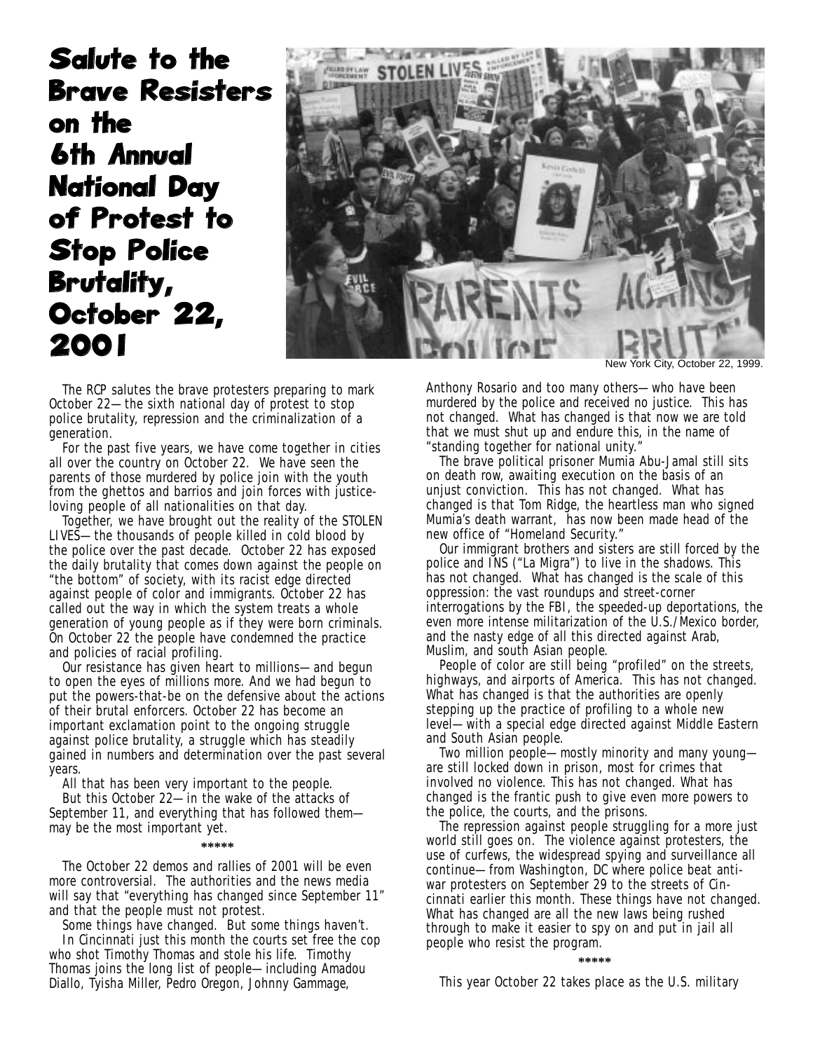# Salute to the Brave Resisters on the 6th Annual National Day of Protest to Stop Police Brutality, October 22, 2001

New York City, October 22, 1999.

The RCP salutes the brave protesters preparing to mark October 22—the sixth national day of protest to stop police brutality, repression and the criminalization of a generation.

For the past five years, we have come together in cities all over the country on October 22. We have seen the parents of those murdered by police join with the youth from the ghettos and barrios and join forces with justice-loving people of all nationalities on that day.

Together, we have brought out the reality of the STOLEN LIVES—the thousands of people killed in cold blood by the police over the past decade. October 22 has exposed the daily brutality that comes down against the people on "the bottom" of society, with its racist edge directed against people of color and immigrants. October 22 has called out the way in which the system treats a whole generation of young people as if they were born criminals. On October 22 the people have condemned the practice and policies of racial profiling.

Our resistance has given heart to millions—and begun to open the eyes of millions more. And we had begun to put the powers-that-be on the defensive about the actions of their brutal enforcers. October 22 has become an important exclamation point to the ongoing struggle against police brutality, a struggle which has steadily gained in numbers and determination over the past several years.

All that has been very important to the people.

But this October 22—in the wake of the attacks of September 11, and everything that has followed them—may be the most important yet.

\*\*\*\*\*

The October 22 demos and rallies of 2001 will be even more controversial. The authorities and the news media will say that "everything has changed since September 11" and that the people must not protest.

Some things have changed. But some things haven't.

In Cincinnati just this month the courts set free the cop who shot Timothy Thomas and stole his life. Timothy Thomas joins the long list of people—including Amadou Diallo, Tyisha Miller, Pedro Oregon, Johnny Gammage, Anthony Rosario and too many others—who have been murdered by the police and received no justice. This has not changed. What has changed is that now we are told that we must shut up and endure this, in the name of "standing together for national unity."

The brave political prisoner Mumia Abu-Jamal still sits on death row, awaiting execution on the basis of an unjust conviction. This has not changed. What has changed is that Tom Ridge, the heartless man who signed Mumia's death warrant, has now been made head of the new office of "Homeland Security."

Our immigrant brothers and sisters are still forced by the police and INS ("La Migra") to live in the shadows. This has not changed. What has changed is the scale of this oppression: the vast roundups and street-corner interrogations by the FBI, the speeded-up deportations, the even more intense militarization of the U.S./Mexico border, and the nasty edge of all this directed against Arab, Muslim, and south Asian people.

People of color are still being "profiled" on the streets, highways, and airports of America. This has not changed. What has changed is that the authorities are openly stepping up the practice of profiling to a whole new level—with a special edge directed against Middle Eastern and South Asian people.

Two million people—mostly minority and many young—are still locked down in prison, most for crimes that involved no violence. This has not changed. What has changed is the frantic push to give even more powers to the police, the courts, and the prisons.

The repression against people struggling for a more just world still goes on. The violence against protesters, the use of curfews, the widespread spying and surveillance all continue—from Washington, DC where police beat anti-war protesters on September 29 to the streets of Cincinnati earlier this month. These things have not changed. What has changed are all the new laws being rushed through to make it easier to spy on and put in jail all people who resist the program.

\*\*\*\*\*

This year October 22 takes place as the U.S. military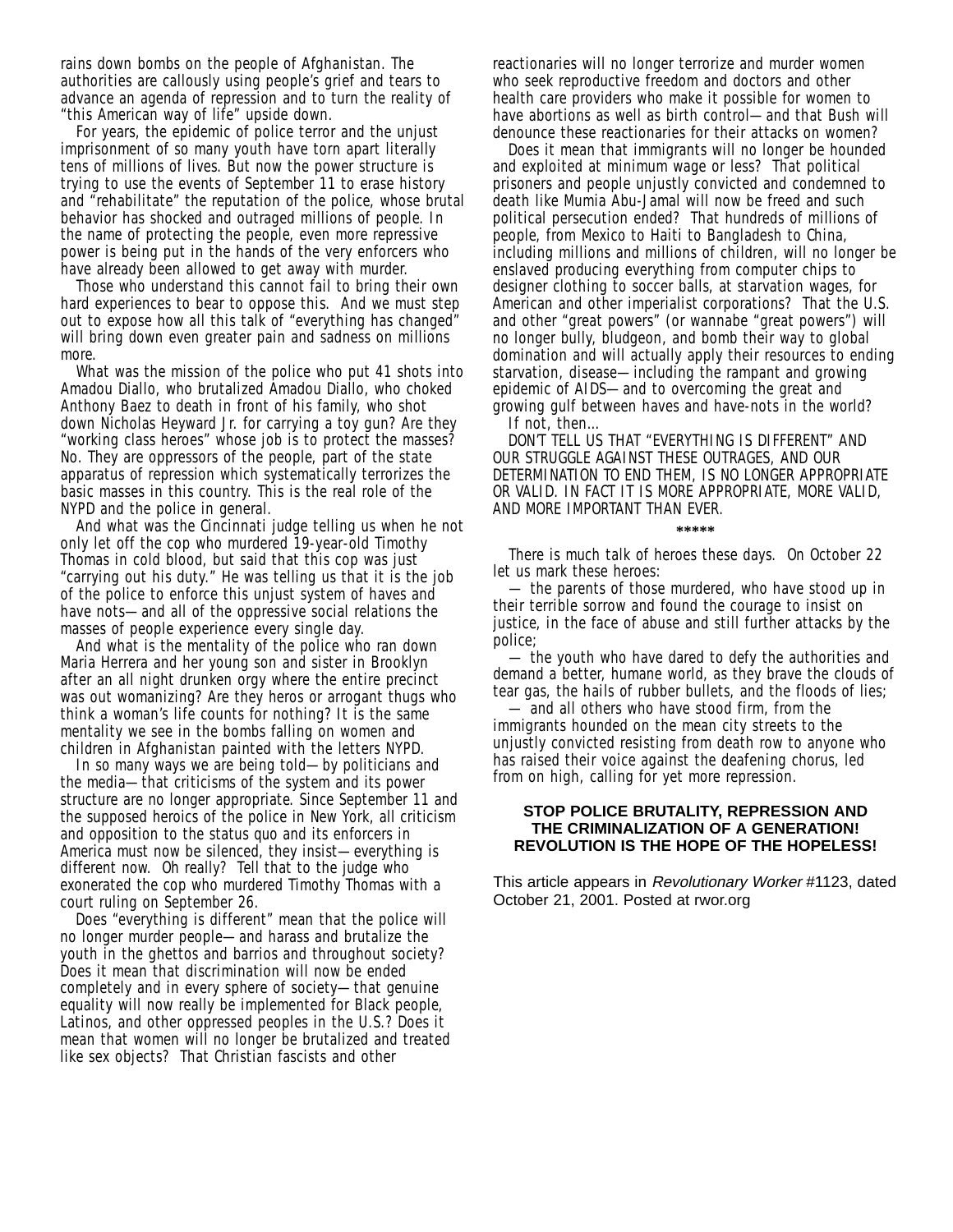rains down bombs on the people of Afghanistan. The authorities are callously using people's grief and tears to advance an agenda of repression and to turn the reality of "this American way of life" upside down.

For years, the epidemic of police terror and the unjust imprisonment of so many youth have torn apart literally tens of millions of lives. But now the power structure is trying to use the events of September 11 to erase history and "rehabilitate" the reputation of the police, whose brutal behavior has shocked and outraged millions of people. In the name of protecting the people, even more repressive power is being put in the hands of the very enforcers who have already been allowed to get away with murder.

Those who understand this cannot fail to bring their own hard experiences to bear to oppose this. And we must step out to expose how all this talk of "everything has changed" will bring down even greater pain and sadness on millions more.

What was the mission of the police who put 41 shots into Amadou Diallo, who brutalized Amadou Diallo, who choked Anthony Baez to death in front of his family, who shot down Nicholas Heyward Jr. for carrying a toy gun? Are they "working class heroes" whose job is to protect the masses? No. They are oppressors of the people, part of the state apparatus of repression which systematically terrorizes the basic masses in this country. This is the real role of the NYPD and the police in general.

And what was the Cincinnati judge telling us when he not only let off the cop who murdered 19-year-old Timothy Thomas in cold blood, but said that this cop was just "carrying out his duty." He was telling us that it is the job of the police to enforce this unjust system of haves and have nots—and all of the oppressive social relations the masses of people experience every single day.

And what is the mentality of the police who ran down Maria Herrera and her young son and sister in Brooklyn after an all night drunken orgy where the entire precinct was out womanizing? Are they heros or arrogant thugs who think a woman's life counts for nothing? It is the same mentality we see in the bombs falling on women and children in Afghanistan painted with the letters NYPD.

In so many ways we are being told—by politicians and the media—that criticisms of the system and its power structure are no longer appropriate. Since September 11 and the supposed heroics of the police in New York, all criticism and opposition to the status quo and its enforcers in America must now be silenced, they insist—everything is different now. Oh really? Tell that to the judge who exonerated the cop who murdered Timothy Thomas with a court ruling on September 26.

Does "everything is different" mean that the police will no longer murder people—and harass and brutalize the youth in the ghettos and barrios and throughout society? Does it mean that discrimination will now be ended completely and in every sphere of society—that genuine equality will now really be implemented for Black people, Latinos, and other oppressed peoples in the U.S.? Does it mean that women will no longer be brutalized and treated like sex objects? That Christian fascists and other reactionaries will no longer terrorize and murder women who seek reproductive freedom and doctors and other health care providers who make it possible for women to have abortions as well as birth control—and that Bush will denounce these reactionaries for their attacks on women?

Does it mean that immigrants will no longer be hounded and exploited at minimum wage or less? That political prisoners and people unjustly convicted and condemned to death like Mumia Abu-Jamal will now be freed and such political persecution ended? That hundreds of millions of people, from Mexico to Haiti to Bangladesh to China, including millions and millions of children, will no longer be enslaved producing everything from computer chips to designer clothing to soccer balls, at starvation wages, for American and other imperialist corporations? That the U.S. and other "great powers" (or wannabe "great powers") will no longer bully, bludgeon, and bomb their way to global domination and will actually apply their resources to ending starvation, disease—including the rampant and growing epidemic of AIDS—and to overcoming the great and growing gulf between haves and have-nots in the world?

If not, then...

DON'T TELL US THAT "EVERYTHING IS DIFFERENT" AND OUR STRUGGLE AGAINST THESE OUTRAGES, AND OUR DETERMINATION TO END THEM, IS NO LONGER APPROPRIATE OR VALID. IN FACT IT IS MORE APPROPRIATE, MORE VALID, AND MORE IMPORTANT THAN EVER.

*****

There is much talk of heroes these days. On October 22 let us mark these heroes:

— the parents of those murdered, who have stood up in their terrible sorrow and found the courage to insist on justice, in the face of abuse and still further attacks by the police;

— the youth who have dared to defy the authorities and demand a better, humane world, as they brave the clouds of tear gas, the hails of rubber bullets, and the floods of lies;

— and all others who have stood firm, from the immigrants hounded on the mean city streets to the unjustly convicted resisting from death row to anyone who has raised their voice against the deafening chorus, led from on high, calling for yet more repression.

**STOP POLICE BRUTALITY, REPRESSION AND THE CRIMINALIZATION OF A GENERATION!**
**REVOLUTION IS THE HOPE OF THE HOPELESS!**

This article appears in *Revolutionary Worker* #1123, dated October 21, 2001. Posted at rwor.org